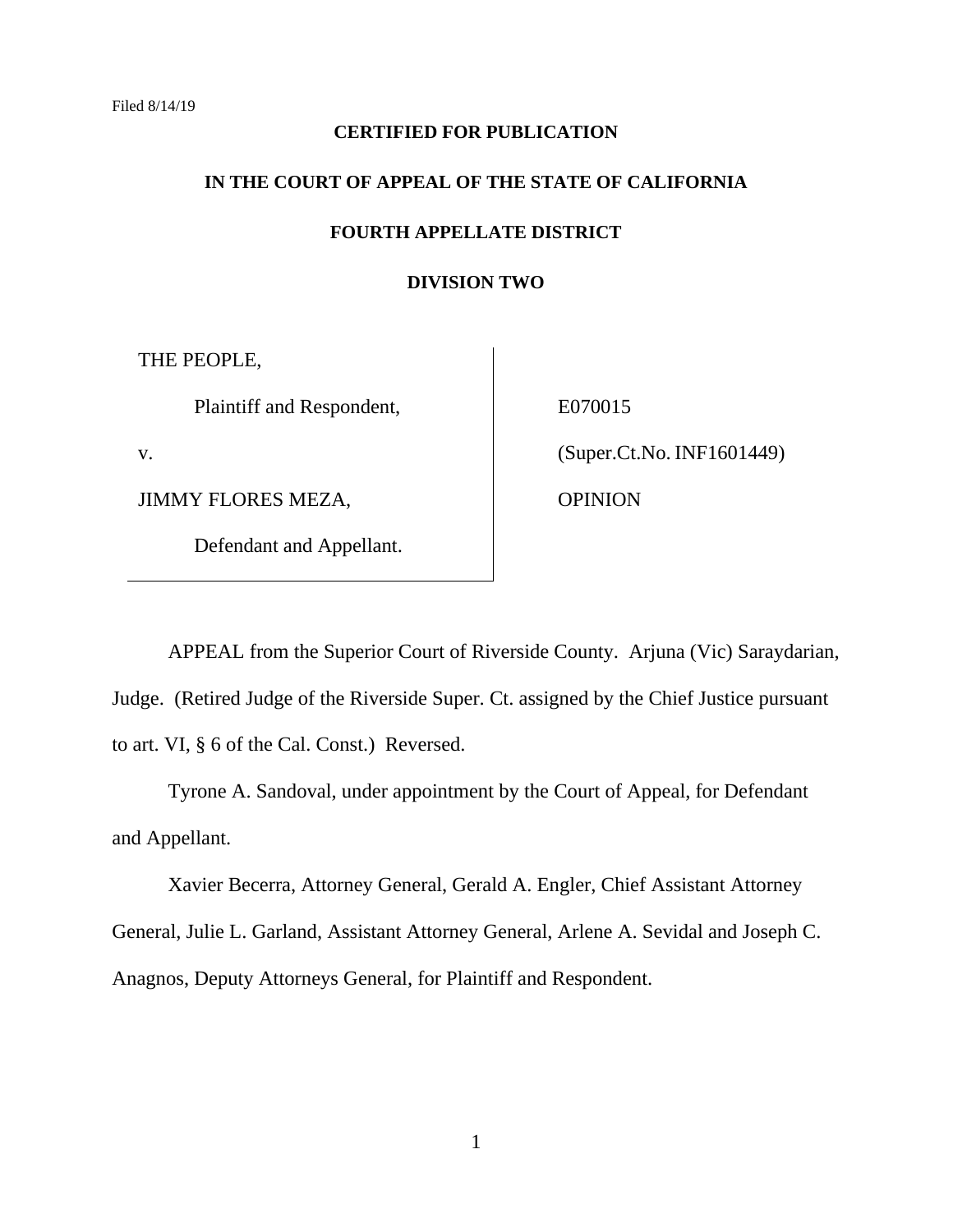Filed 8/14/19

**CERTIFIED FOR PUBLICATION**

**IN THE COURT OF APPEAL OF THE STATE OF CALIFORNIA**

**FOURTH APPELLATE DISTRICT**

**DIVISION TWO**

| | |
|---|---|
| THE PEOPLE, | |
| Plaintiff and Respondent, | E070015 |
| v. | (Super.Ct.No. INF1601449) |
| JIMMY FLORES MEZA, | OPINION |
| Defendant and Appellant. | |

APPEAL from the Superior Court of Riverside County. Arjuna (Vic) Saraydarian, Judge. (Retired Judge of the Riverside Super. Ct. assigned by the Chief Justice pursuant to art. VI, § 6 of the Cal. Const.) Reversed.

Tyrone A. Sandoval, under appointment by the Court of Appeal, for Defendant and Appellant.

Xavier Becerra, Attorney General, Gerald A. Engler, Chief Assistant Attorney General, Julie L. Garland, Assistant Attorney General, Arlene A. Sevidal and Joseph C. Anagnos, Deputy Attorneys General, for Plaintiff and Respondent.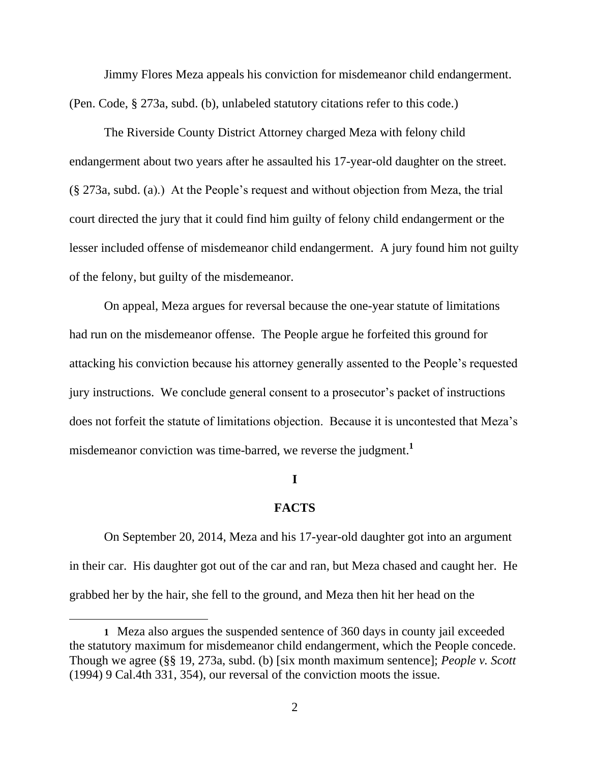Jimmy Flores Meza appeals his conviction for misdemeanor child endangerment. (Pen. Code, § 273a, subd. (b), unlabeled statutory citations refer to this code.)

The Riverside County District Attorney charged Meza with felony child endangerment about two years after he assaulted his 17-year-old daughter on the street. (§ 273a, subd. (a).) At the People's request and without objection from Meza, the trial court directed the jury that it could find him guilty of felony child endangerment or the lesser included offense of misdemeanor child endangerment. A jury found him not guilty of the felony, but guilty of the misdemeanor.

On appeal, Meza argues for reversal because the one-year statute of limitations had run on the misdemeanor offense. The People argue he forfeited this ground for attacking his conviction because his attorney generally assented to the People's requested jury instructions. We conclude general consent to a prosecutor's packet of instructions does not forfeit the statute of limitations objection. Because it is uncontested that Meza's misdemeanor conviction was time-barred, we reverse the judgment.[1]

## I

## FACTS

On September 20, 2014, Meza and his 17-year-old daughter got into an argument in their car. His daughter got out of the car and ran, but Meza chased and caught her. He grabbed her by the hair, she fell to the ground, and Meza then hit her head on the

---

**1** Meza also argues the suspended sentence of 360 days in county jail exceeded the statutory maximum for misdemeanor child endangerment, which the People concede. Though we agree (§§ 19, 273a, subd. (b) [six month maximum sentence]; *People v. Scott* (1994) 9 Cal.4th 331, 354), our reversal of the conviction moots the issue.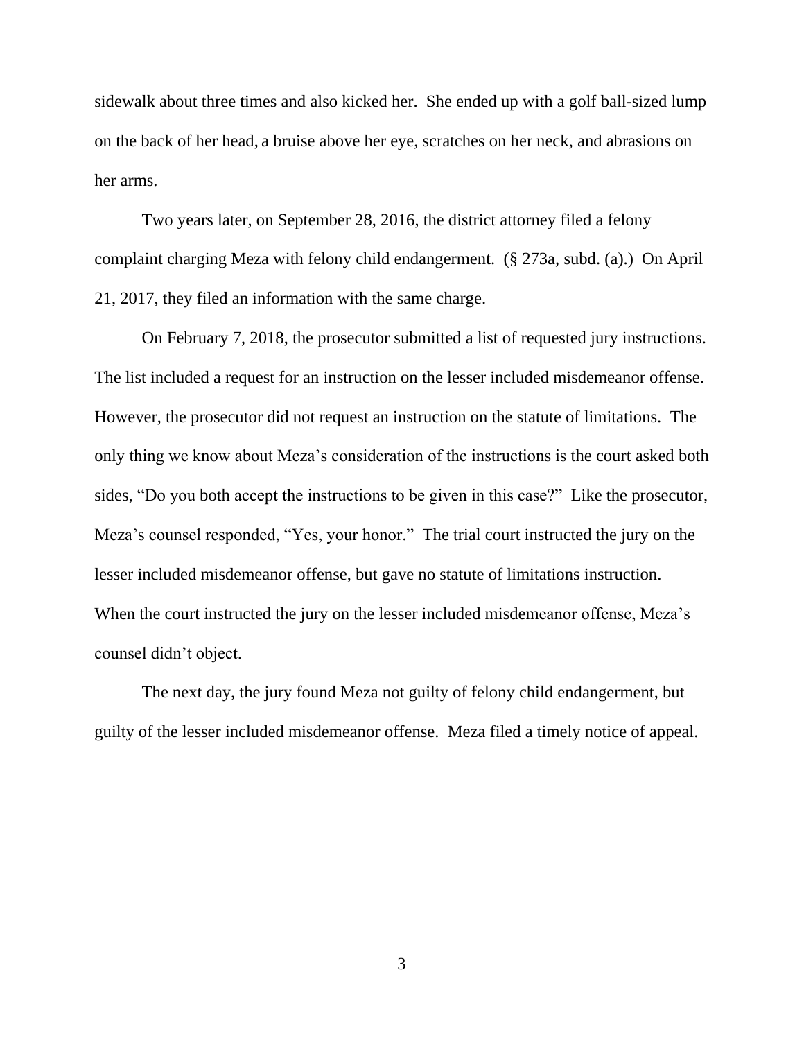sidewalk about three times and also kicked her. She ended up with a golf ball-sized lump on the back of her head, a bruise above her eye, scratches on her neck, and abrasions on her arms.

Two years later, on September 28, 2016, the district attorney filed a felony complaint charging Meza with felony child endangerment. (§ 273a, subd. (a).) On April 21, 2017, they filed an information with the same charge.

On February 7, 2018, the prosecutor submitted a list of requested jury instructions. The list included a request for an instruction on the lesser included misdemeanor offense. However, the prosecutor did not request an instruction on the statute of limitations. The only thing we know about Meza's consideration of the instructions is the court asked both sides, "Do you both accept the instructions to be given in this case?" Like the prosecutor, Meza's counsel responded, "Yes, your honor." The trial court instructed the jury on the lesser included misdemeanor offense, but gave no statute of limitations instruction. When the court instructed the jury on the lesser included misdemeanor offense, Meza's counsel didn't object.

The next day, the jury found Meza not guilty of felony child endangerment, but guilty of the lesser included misdemeanor offense. Meza filed a timely notice of appeal.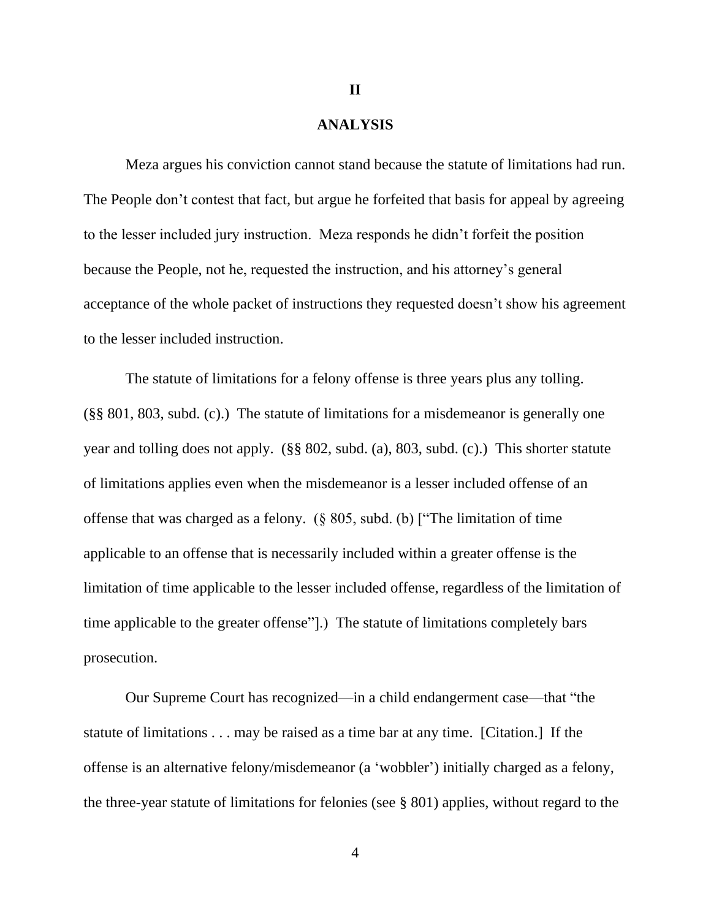## II

## ANALYSIS

Meza argues his conviction cannot stand because the statute of limitations had run. The People don't contest that fact, but argue he forfeited that basis for appeal by agreeing to the lesser included jury instruction. Meza responds he didn't forfeit the position because the People, not he, requested the instruction, and his attorney's general acceptance of the whole packet of instructions they requested doesn't show his agreement to the lesser included instruction.

The statute of limitations for a felony offense is three years plus any tolling. (§§ 801, 803, subd. (c).) The statute of limitations for a misdemeanor is generally one year and tolling does not apply. (§§ 802, subd. (a), 803, subd. (c).) This shorter statute of limitations applies even when the misdemeanor is a lesser included offense of an offense that was charged as a felony. (§ 805, subd. (b) ["The limitation of time applicable to an offense that is necessarily included within a greater offense is the limitation of time applicable to the lesser included offense, regardless of the limitation of time applicable to the greater offense"].) The statute of limitations completely bars prosecution.

Our Supreme Court has recognized—in a child endangerment case—that "the statute of limitations . . . may be raised as a time bar at any time. [Citation.] If the offense is an alternative felony/misdemeanor (a 'wobbler') initially charged as a felony, the three-year statute of limitations for felonies (see § 801) applies, without regard to the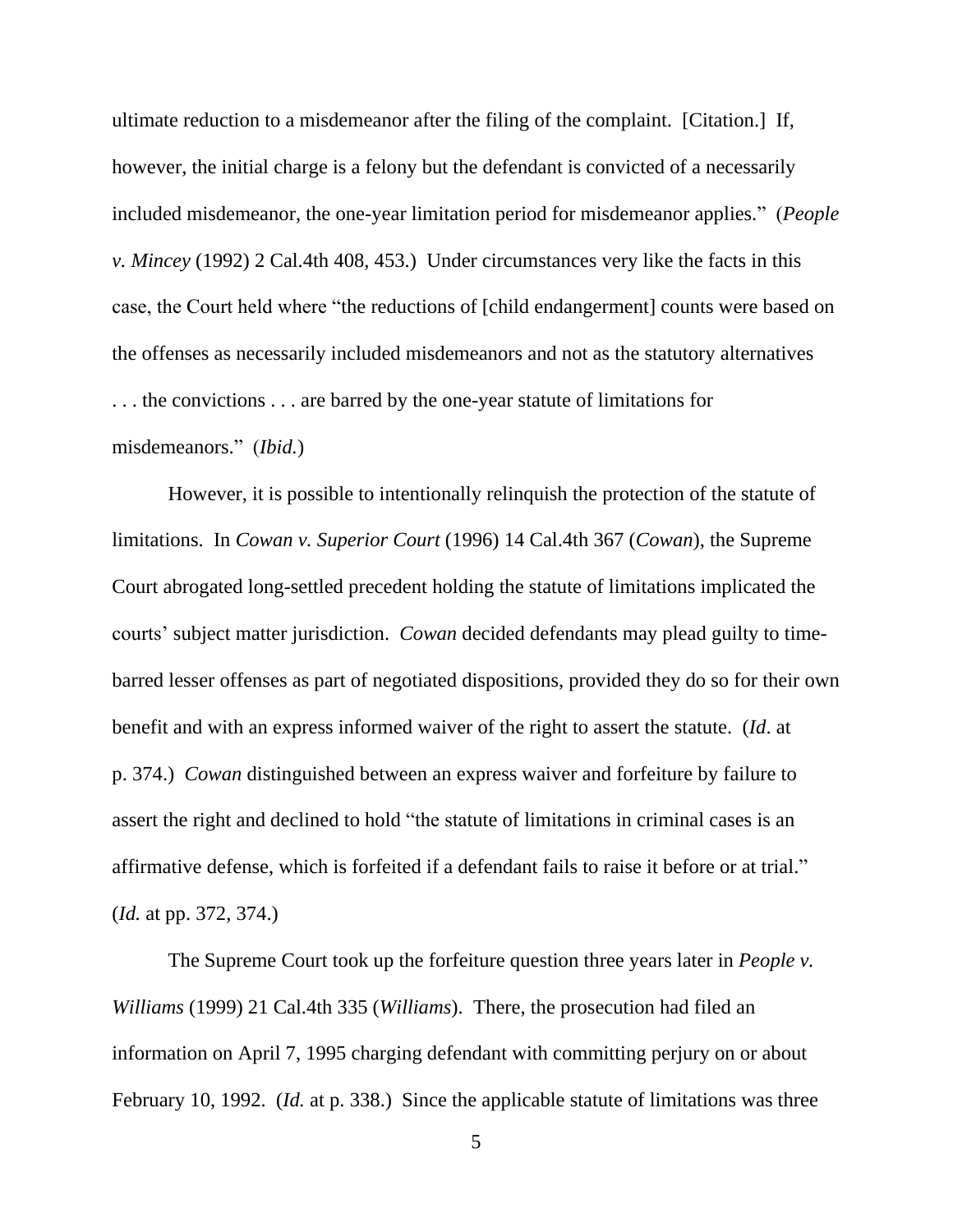ultimate reduction to a misdemeanor after the filing of the complaint. [Citation.] If, however, the initial charge is a felony but the defendant is convicted of a necessarily included misdemeanor, the one-year limitation period for misdemeanor applies." (*People v. Mincey* (1992) 2 Cal.4th 408, 453.) Under circumstances very like the facts in this case, the Court held where "the reductions of [child endangerment] counts were based on the offenses as necessarily included misdemeanors and not as the statutory alternatives . . . the convictions . . . are barred by the one-year statute of limitations for misdemeanors." (*Ibid.*)

However, it is possible to intentionally relinquish the protection of the statute of limitations. In *Cowan v. Superior Court* (1996) 14 Cal.4th 367 (*Cowan*), the Supreme Court abrogated long-settled precedent holding the statute of limitations implicated the courts' subject matter jurisdiction. *Cowan* decided defendants may plead guilty to time-barred lesser offenses as part of negotiated dispositions, provided they do so for their own benefit and with an express informed waiver of the right to assert the statute. (*Id*. at p. 374.) *Cowan* distinguished between an express waiver and forfeiture by failure to assert the right and declined to hold "the statute of limitations in criminal cases is an affirmative defense, which is forfeited if a defendant fails to raise it before or at trial." (*Id.* at pp. 372, 374.)

The Supreme Court took up the forfeiture question three years later in *People v. Williams* (1999) 21 Cal.4th 335 (*Williams*). There, the prosecution had filed an information on April 7, 1995 charging defendant with committing perjury on or about February 10, 1992. (*Id.* at p. 338.) Since the applicable statute of limitations was three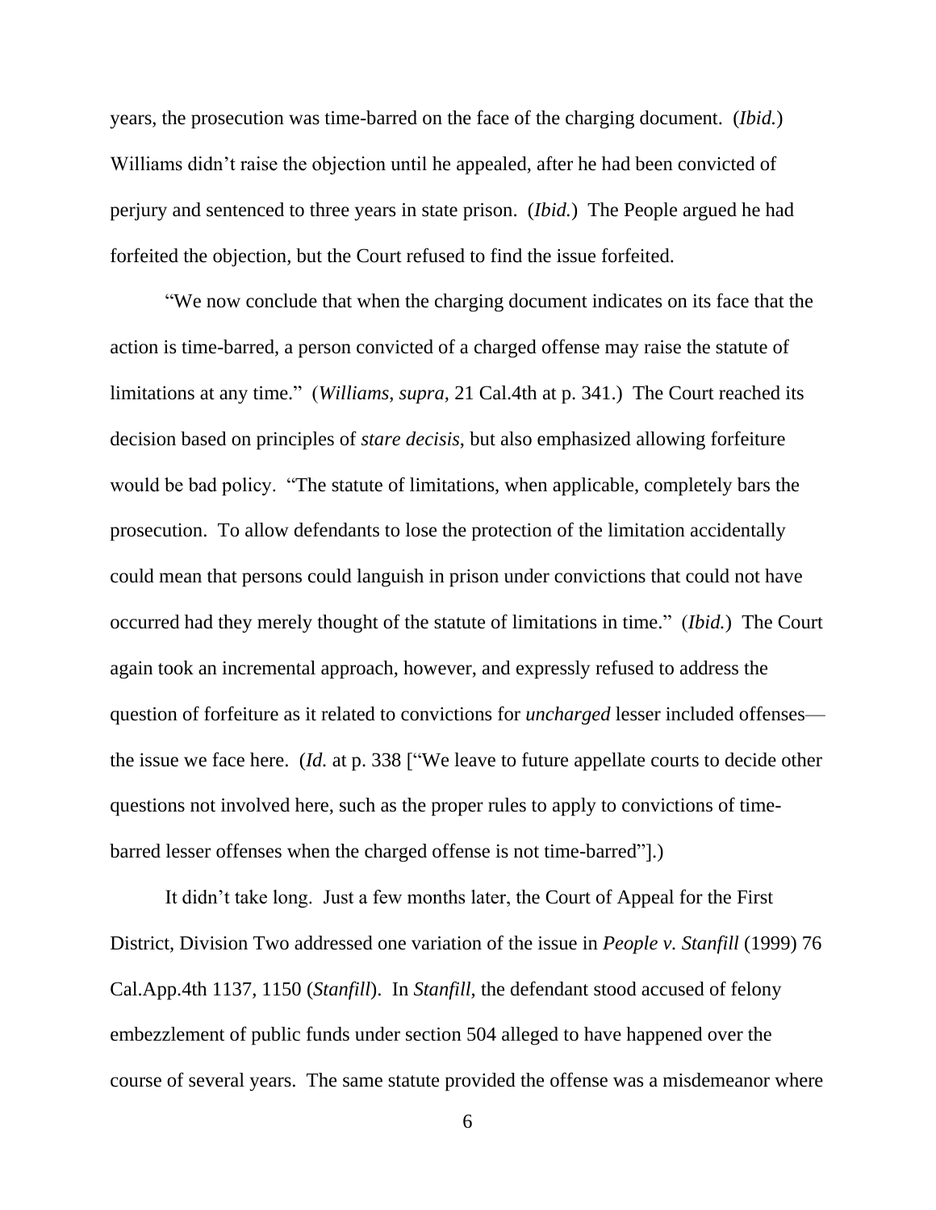years, the prosecution was time-barred on the face of the charging document. (*Ibid.*) Williams didn't raise the objection until he appealed, after he had been convicted of perjury and sentenced to three years in state prison. (*Ibid.*) The People argued he had forfeited the objection, but the Court refused to find the issue forfeited.

"We now conclude that when the charging document indicates on its face that the action is time-barred, a person convicted of a charged offense may raise the statute of limitations at any time." (*Williams*, *supra*, 21 Cal.4th at p. 341.) The Court reached its decision based on principles of *stare decisis*, but also emphasized allowing forfeiture would be bad policy. "The statute of limitations, when applicable, completely bars the prosecution. To allow defendants to lose the protection of the limitation accidentally could mean that persons could languish in prison under convictions that could not have occurred had they merely thought of the statute of limitations in time." (*Ibid.*) The Court again took an incremental approach, however, and expressly refused to address the question of forfeiture as it related to convictions for *uncharged* lesser included offenses—the issue we face here. (*Id.* at p. 338 ["We leave to future appellate courts to decide other questions not involved here, such as the proper rules to apply to convictions of time-barred lesser offenses when the charged offense is not time-barred"].)

It didn't take long. Just a few months later, the Court of Appeal for the First District, Division Two addressed one variation of the issue in *People v. Stanfill* (1999) 76 Cal.App.4th 1137, 1150 (*Stanfill*). In *Stanfill*, the defendant stood accused of felony embezzlement of public funds under section 504 alleged to have happened over the course of several years. The same statute provided the offense was a misdemeanor where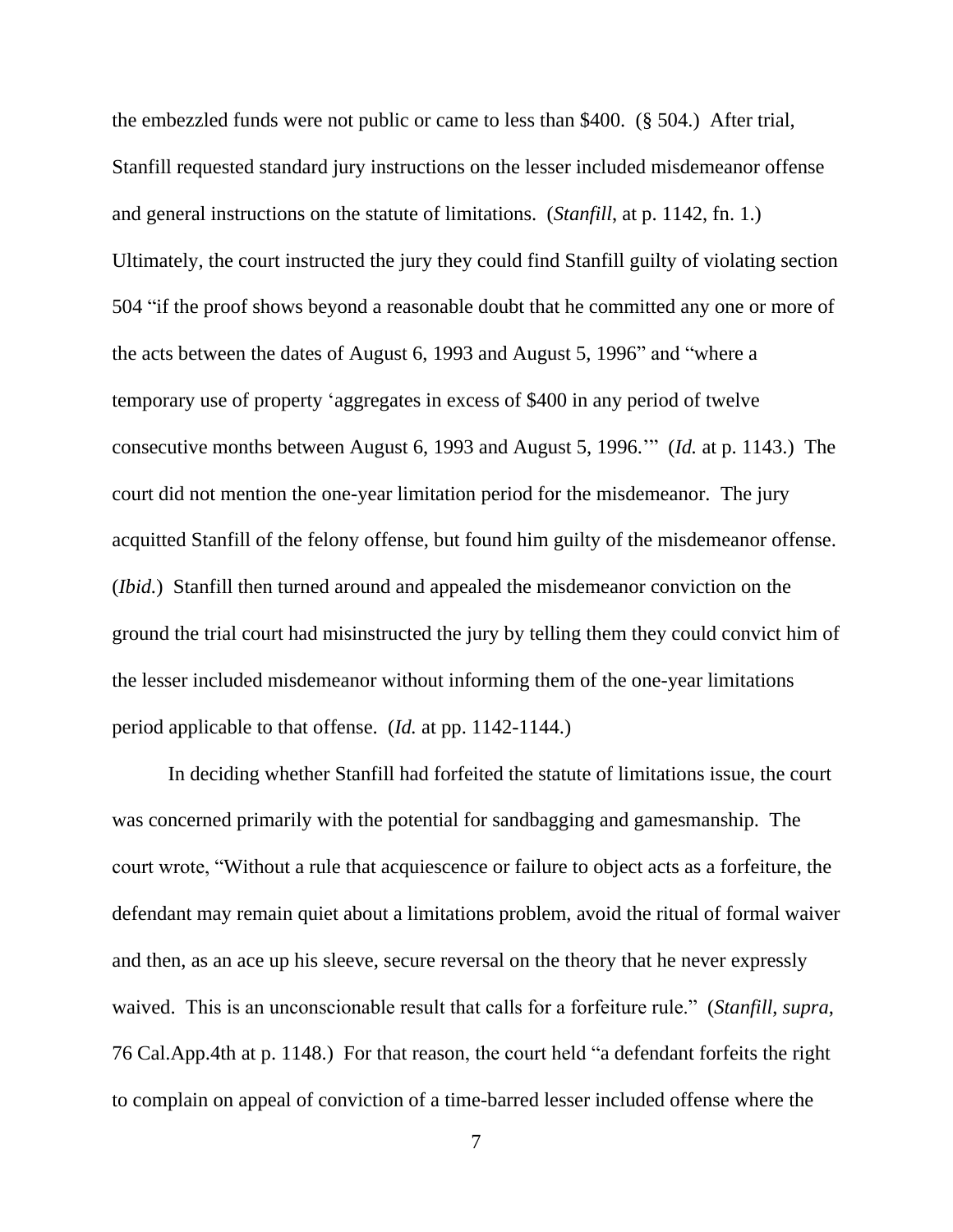the embezzled funds were not public or came to less than $400. (§ 504.) After trial, Stanfill requested standard jury instructions on the lesser included misdemeanor offense and general instructions on the statute of limitations. (*Stanfill*, at p. 1142, fn. 1.) Ultimately, the court instructed the jury they could find Stanfill guilty of violating section 504 "if the proof shows beyond a reasonable doubt that he committed any one or more of the acts between the dates of August 6, 1993 and August 5, 1996" and "where a temporary use of property 'aggregates in excess of $400 in any period of twelve consecutive months between August 6, 1993 and August 5, 1996.'" (*Id.* at p. 1143.) The court did not mention the one-year limitation period for the misdemeanor. The jury acquitted Stanfill of the felony offense, but found him guilty of the misdemeanor offense. (*Ibid.*) Stanfill then turned around and appealed the misdemeanor conviction on the ground the trial court had misinstructed the jury by telling them they could convict him of the lesser included misdemeanor without informing them of the one-year limitations period applicable to that offense. (*Id.* at pp. 1142-1144.)

In deciding whether Stanfill had forfeited the statute of limitations issue, the court was concerned primarily with the potential for sandbagging and gamesmanship. The court wrote, "Without a rule that acquiescence or failure to object acts as a forfeiture, the defendant may remain quiet about a limitations problem, avoid the ritual of formal waiver and then, as an ace up his sleeve, secure reversal on the theory that he never expressly waived. This is an unconscionable result that calls for a forfeiture rule." (*Stanfill*, *supra*, 76 Cal.App.4th at p. 1148.) For that reason, the court held "a defendant forfeits the right to complain on appeal of conviction of a time-barred lesser included offense where the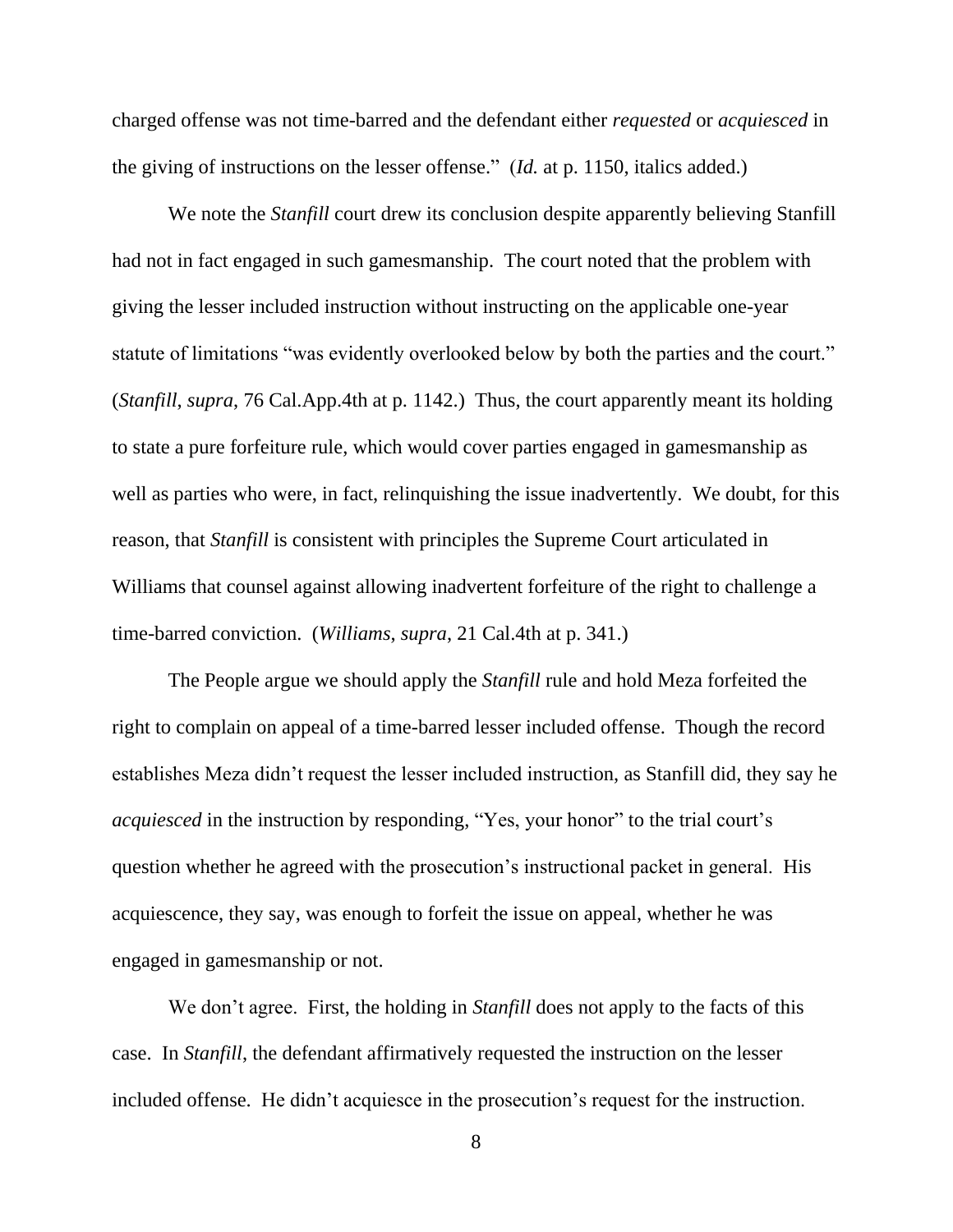charged offense was not time-barred and the defendant either *requested* or *acquiesced* in the giving of instructions on the lesser offense." (*Id.* at p. 1150, italics added.)

We note the *Stanfill* court drew its conclusion despite apparently believing Stanfill had not in fact engaged in such gamesmanship. The court noted that the problem with giving the lesser included instruction without instructing on the applicable one-year statute of limitations "was evidently overlooked below by both the parties and the court." (*Stanfill*, *supra*, 76 Cal.App.4th at p. 1142.) Thus, the court apparently meant its holding to state a pure forfeiture rule, which would cover parties engaged in gamesmanship as well as parties who were, in fact, relinquishing the issue inadvertently. We doubt, for this reason, that *Stanfill* is consistent with principles the Supreme Court articulated in Williams that counsel against allowing inadvertent forfeiture of the right to challenge a time-barred conviction. (*Williams*, *supra*, 21 Cal.4th at p. 341.)

The People argue we should apply the *Stanfill* rule and hold Meza forfeited the right to complain on appeal of a time-barred lesser included offense. Though the record establishes Meza didn't request the lesser included instruction, as Stanfill did, they say he *acquiesced* in the instruction by responding, "Yes, your honor" to the trial court's question whether he agreed with the prosecution's instructional packet in general. His acquiescence, they say, was enough to forfeit the issue on appeal, whether he was engaged in gamesmanship or not.

We don't agree. First, the holding in *Stanfill* does not apply to the facts of this case. In *Stanfill*, the defendant affirmatively requested the instruction on the lesser included offense. He didn't acquiesce in the prosecution's request for the instruction.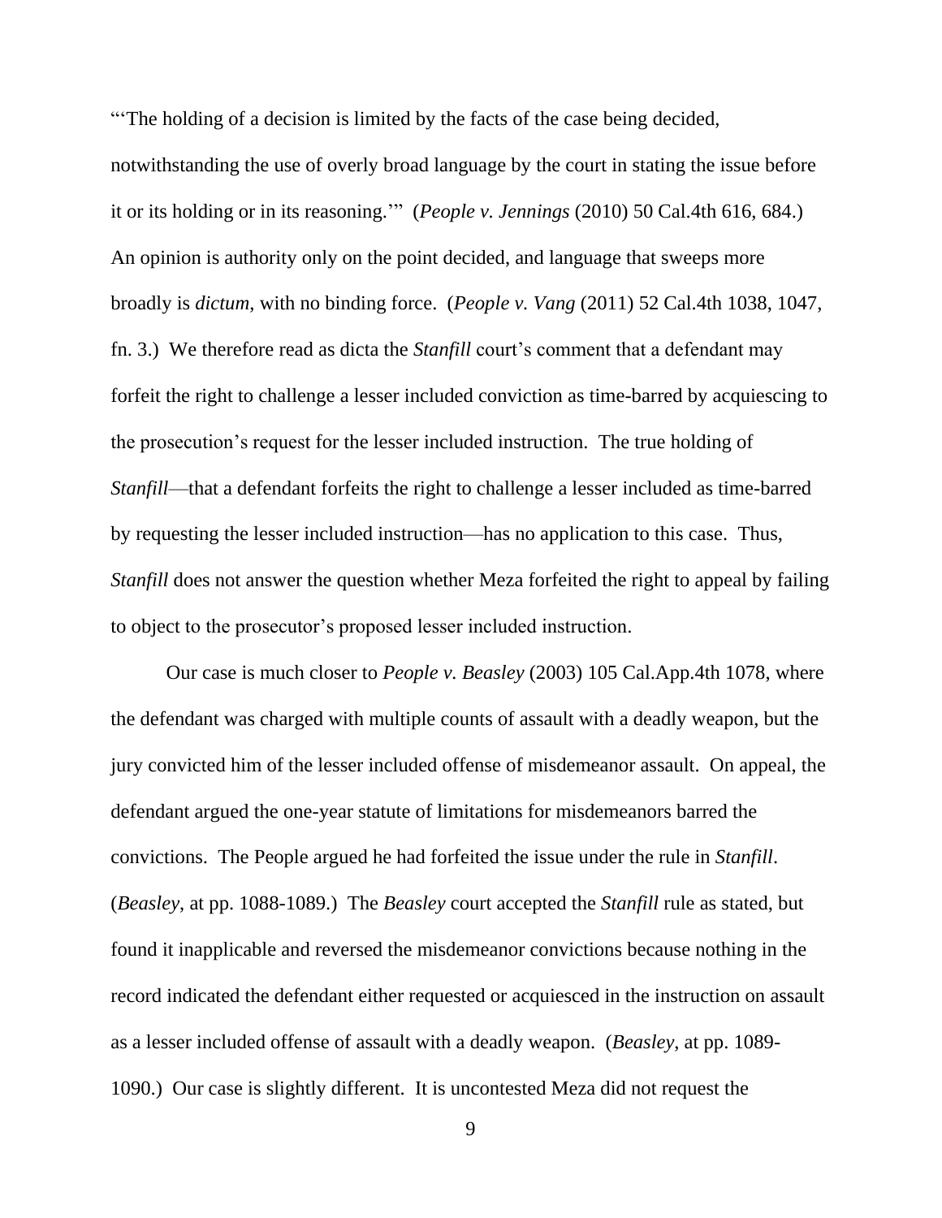"'The holding of a decision is limited by the facts of the case being decided, notwithstanding the use of overly broad language by the court in stating the issue before it or its holding or in its reasoning.'" (*People v. Jennings* (2010) 50 Cal.4th 616, 684.) An opinion is authority only on the point decided, and language that sweeps more broadly is *dictum*, with no binding force. (*People v. Vang* (2011) 52 Cal.4th 1038, 1047, fn. 3.) We therefore read as dicta the *Stanfill* court's comment that a defendant may forfeit the right to challenge a lesser included conviction as time-barred by acquiescing to the prosecution's request for the lesser included instruction. The true holding of *Stanfill*—that a defendant forfeits the right to challenge a lesser included as time-barred by requesting the lesser included instruction—has no application to this case. Thus, *Stanfill* does not answer the question whether Meza forfeited the right to appeal by failing to object to the prosecutor's proposed lesser included instruction.

Our case is much closer to *People v. Beasley* (2003) 105 Cal.App.4th 1078, where the defendant was charged with multiple counts of assault with a deadly weapon, but the jury convicted him of the lesser included offense of misdemeanor assault. On appeal, the defendant argued the one-year statute of limitations for misdemeanors barred the convictions. The People argued he had forfeited the issue under the rule in *Stanfill*. (*Beasley*, at pp. 1088-1089.) The *Beasley* court accepted the *Stanfill* rule as stated, but found it inapplicable and reversed the misdemeanor convictions because nothing in the record indicated the defendant either requested or acquiesced in the instruction on assault as a lesser included offense of assault with a deadly weapon. (*Beasley*, at pp. 1089-1090.) Our case is slightly different. It is uncontested Meza did not request the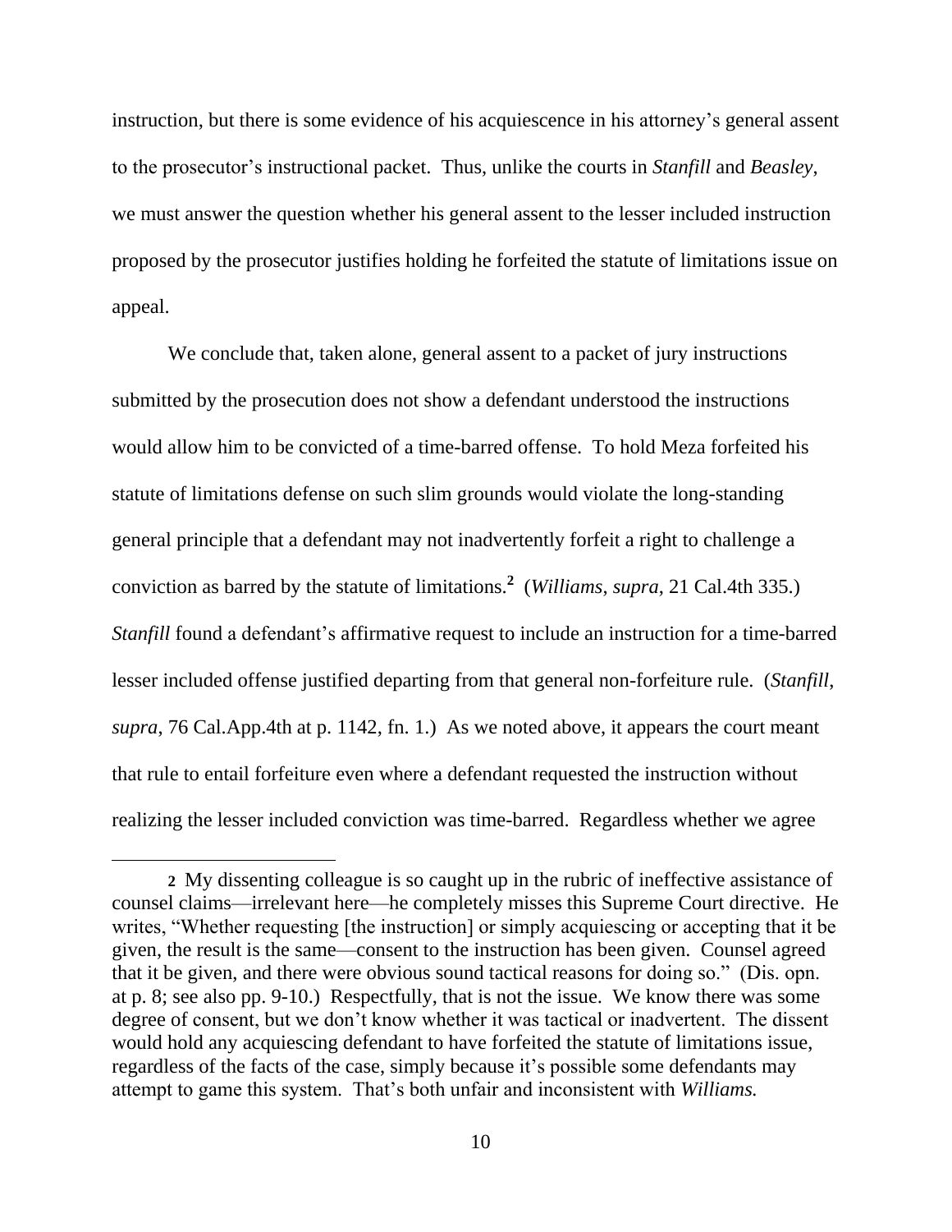instruction, but there is some evidence of his acquiescence in his attorney's general assent to the prosecutor's instructional packet. Thus, unlike the courts in *Stanfill* and *Beasley*, we must answer the question whether his general assent to the lesser included instruction proposed by the prosecutor justifies holding he forfeited the statute of limitations issue on appeal.

We conclude that, taken alone, general assent to a packet of jury instructions submitted by the prosecution does not show a defendant understood the instructions would allow him to be convicted of a time-barred offense. To hold Meza forfeited his statute of limitations defense on such slim grounds would violate the long-standing general principle that a defendant may not inadvertently forfeit a right to challenge a conviction as barred by the statute of limitations.[2] (*Williams*, *supra*, 21 Cal.4th 335.) *Stanfill* found a defendant's affirmative request to include an instruction for a time-barred lesser included offense justified departing from that general non-forfeiture rule. (*Stanfill*, *supra*, 76 Cal.App.4th at p. 1142, fn. 1.) As we noted above, it appears the court meant that rule to entail forfeiture even where a defendant requested the instruction without realizing the lesser included conviction was time-barred. Regardless whether we agree

---

**2** My dissenting colleague is so caught up in the rubric of ineffective assistance of counsel claims—irrelevant here—he completely misses this Supreme Court directive. He writes, "Whether requesting [the instruction] or simply acquiescing or accepting that it be given, the result is the same—consent to the instruction has been given. Counsel agreed that it be given, and there were obvious sound tactical reasons for doing so." (Dis. opn. at p. 8; see also pp. 9-10.) Respectfully, that is not the issue. We know there was some degree of consent, but we don't know whether it was tactical or inadvertent. The dissent would hold any acquiescing defendant to have forfeited the statute of limitations issue, regardless of the facts of the case, simply because it's possible some defendants may attempt to game this system. That's both unfair and inconsistent with *Williams.*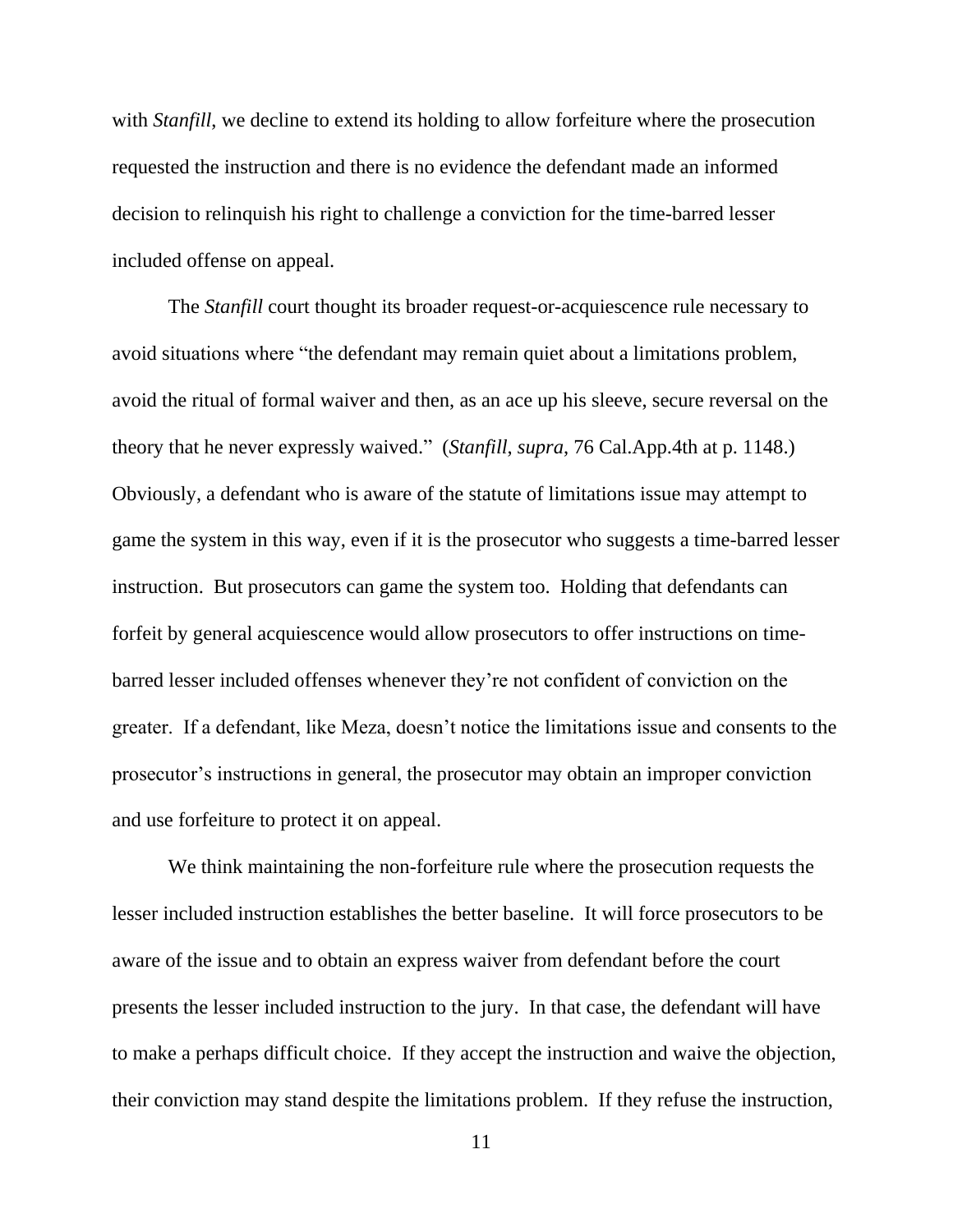with *Stanfill*, we decline to extend its holding to allow forfeiture where the prosecution requested the instruction and there is no evidence the defendant made an informed decision to relinquish his right to challenge a conviction for the time-barred lesser included offense on appeal.

The *Stanfill* court thought its broader request-or-acquiescence rule necessary to avoid situations where "the defendant may remain quiet about a limitations problem, avoid the ritual of formal waiver and then, as an ace up his sleeve, secure reversal on the theory that he never expressly waived." (*Stanfill*, *supra*, 76 Cal.App.4th at p. 1148.) Obviously, a defendant who is aware of the statute of limitations issue may attempt to game the system in this way, even if it is the prosecutor who suggests a time-barred lesser instruction. But prosecutors can game the system too. Holding that defendants can forfeit by general acquiescence would allow prosecutors to offer instructions on time-barred lesser included offenses whenever they're not confident of conviction on the greater. If a defendant, like Meza, doesn't notice the limitations issue and consents to the prosecutor's instructions in general, the prosecutor may obtain an improper conviction and use forfeiture to protect it on appeal.

We think maintaining the non-forfeiture rule where the prosecution requests the lesser included instruction establishes the better baseline. It will force prosecutors to be aware of the issue and to obtain an express waiver from defendant before the court presents the lesser included instruction to the jury. In that case, the defendant will have to make a perhaps difficult choice. If they accept the instruction and waive the objection, their conviction may stand despite the limitations problem. If they refuse the instruction,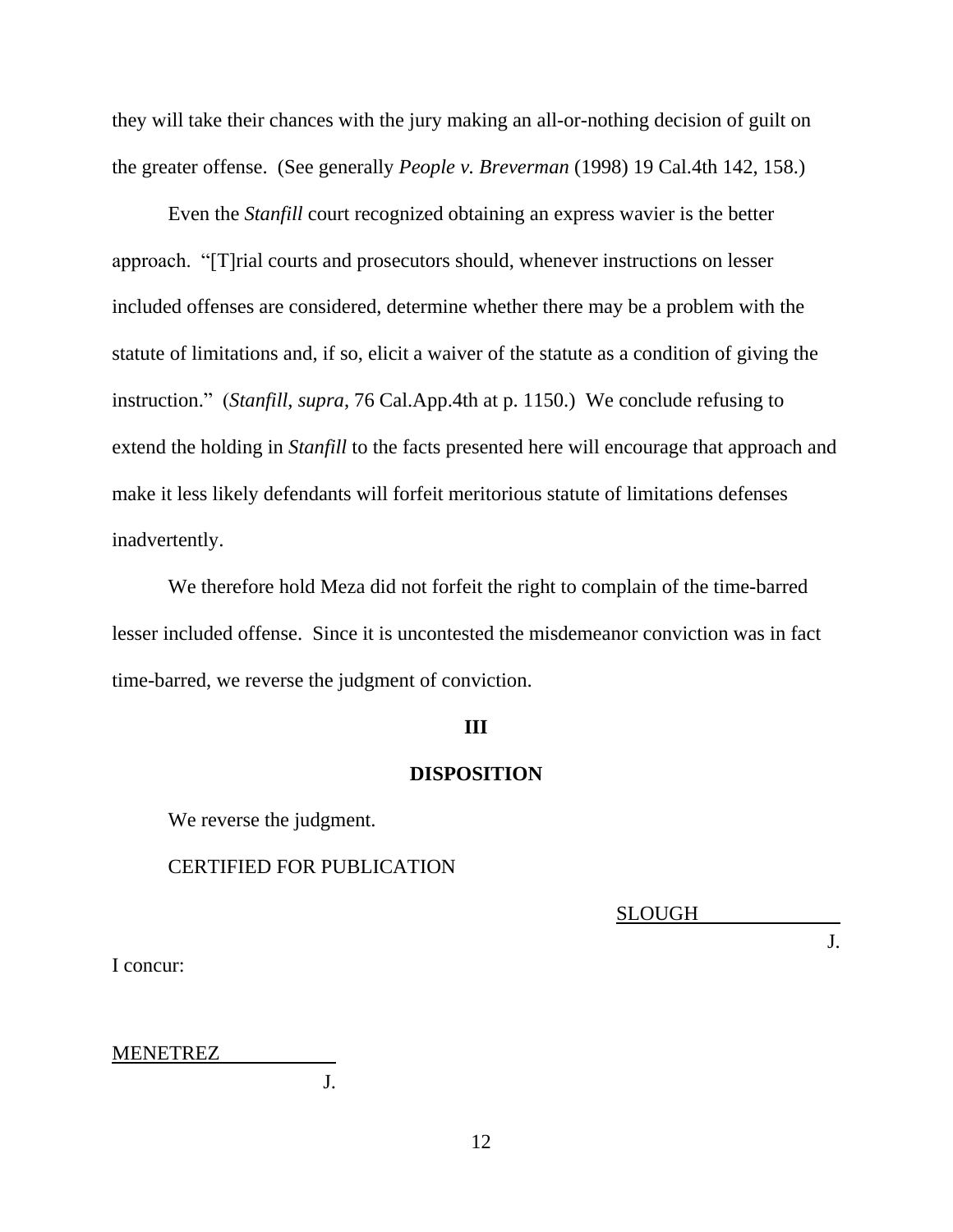they will take their chances with the jury making an all-or-nothing decision of guilt on the greater offense. (See generally *People v. Breverman* (1998) 19 Cal.4th 142, 158.)

Even the *Stanfill* court recognized obtaining an express wavier is the better approach. "[T]rial courts and prosecutors should, whenever instructions on lesser included offenses are considered, determine whether there may be a problem with the statute of limitations and, if so, elicit a waiver of the statute as a condition of giving the instruction." (*Stanfill*, *supra*, 76 Cal.App.4th at p. 1150.) We conclude refusing to extend the holding in *Stanfill* to the facts presented here will encourage that approach and make it less likely defendants will forfeit meritorious statute of limitations defenses inadvertently.

We therefore hold Meza did not forfeit the right to complain of the time-barred lesser included offense. Since it is uncontested the misdemeanor conviction was in fact time-barred, we reverse the judgment of conviction.

## III

## DISPOSITION

We reverse the judgment.

CERTIFIED FOR PUBLICATION

SLOUGH
J.

I concur:

MENETREZ
J.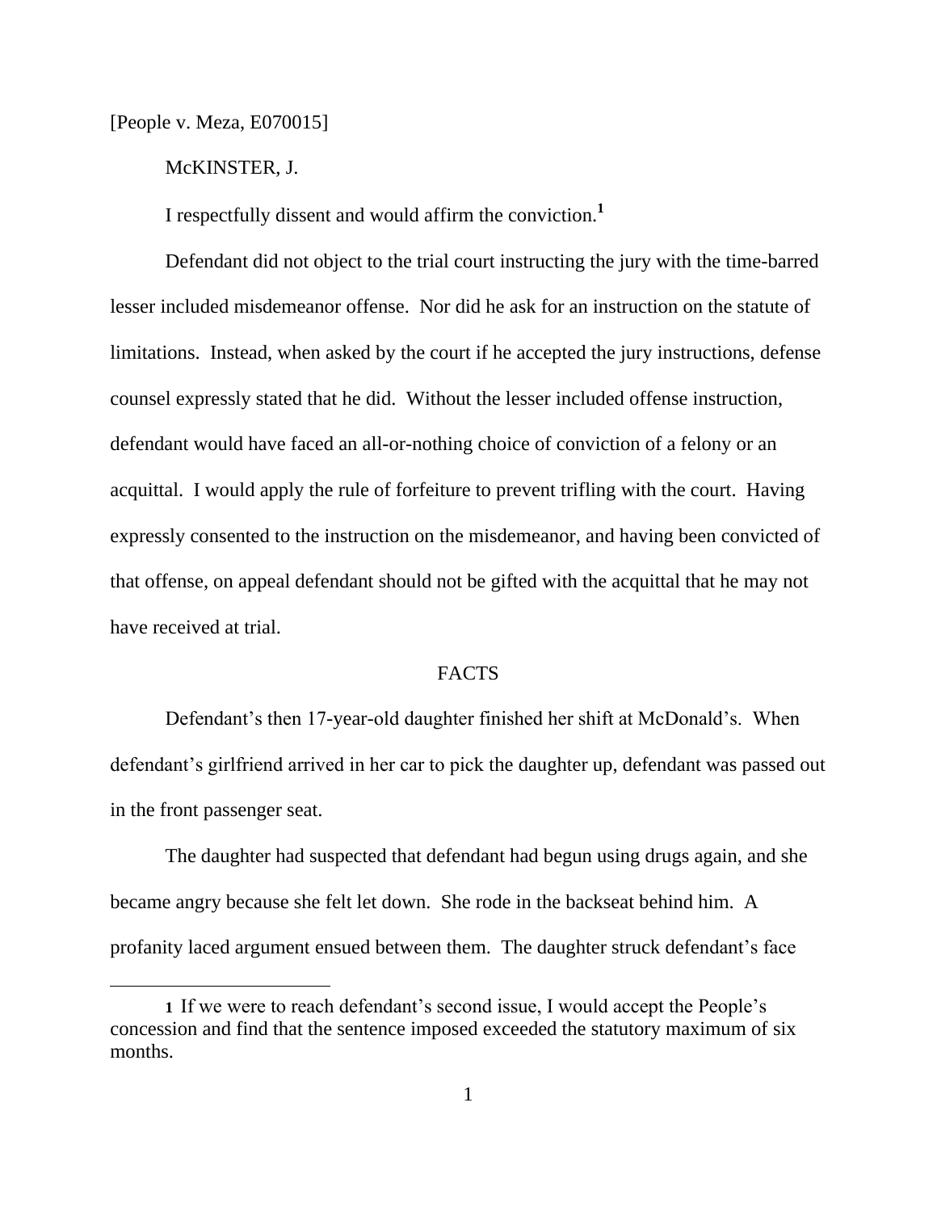[People v. Meza, E070015]

McKINSTER, J.

I respectfully dissent and would affirm the conviction.[1]

Defendant did not object to the trial court instructing the jury with the time-barred lesser included misdemeanor offense. Nor did he ask for an instruction on the statute of limitations. Instead, when asked by the court if he accepted the jury instructions, defense counsel expressly stated that he did. Without the lesser included offense instruction, defendant would have faced an all-or-nothing choice of conviction of a felony or an acquittal. I would apply the rule of forfeiture to prevent trifling with the court. Having expressly consented to the instruction on the misdemeanor, and having been convicted of that offense, on appeal defendant should not be gifted with the acquittal that he may not have received at trial.

FACTS

Defendant's then 17-year-old daughter finished her shift at McDonald's. When defendant's girlfriend arrived in her car to pick the daughter up, defendant was passed out in the front passenger seat.

The daughter had suspected that defendant had begun using drugs again, and she became angry because she felt let down. She rode in the backseat behind him. A profanity laced argument ensued between them. The daughter struck defendant's face

[1] If we were to reach defendant's second issue, I would accept the People's concession and find that the sentence imposed exceeded the statutory maximum of six months.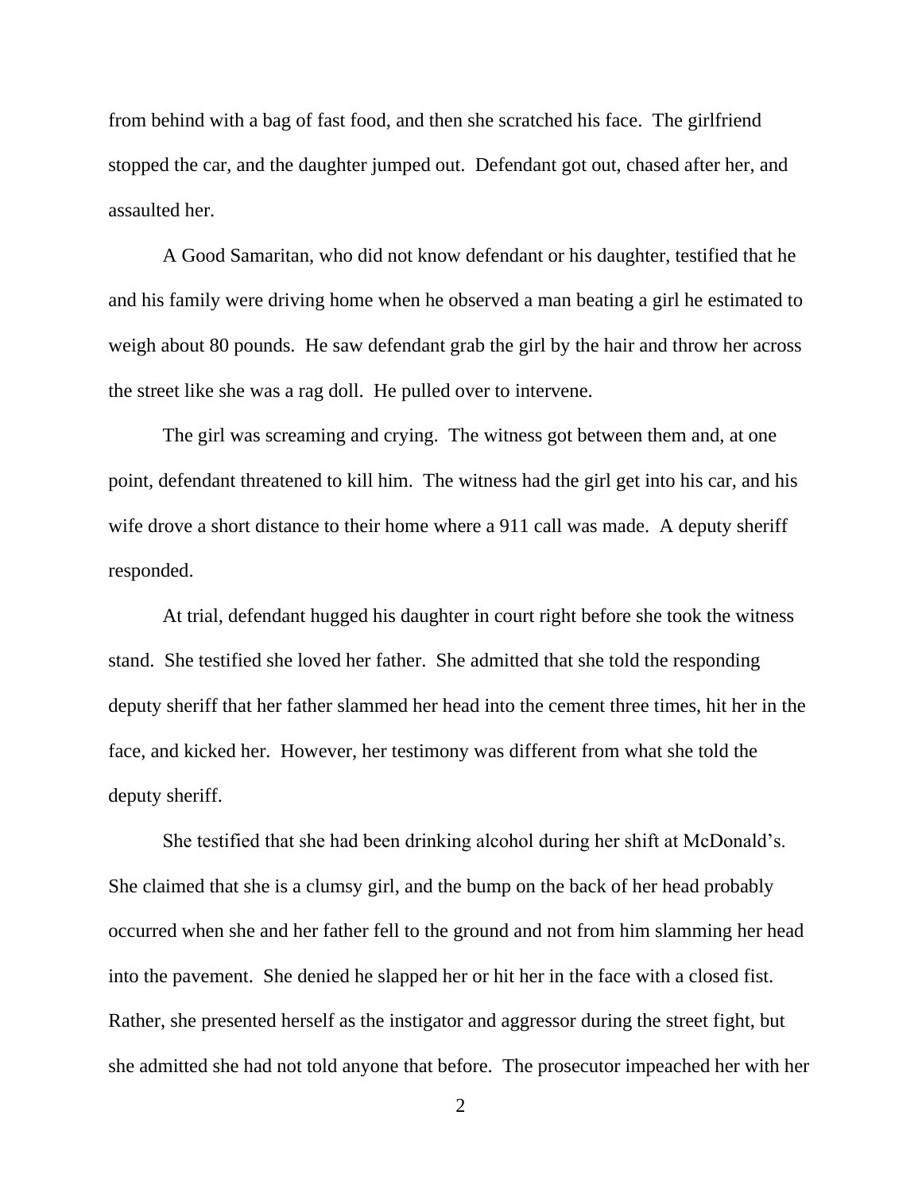from behind with a bag of fast food, and then she scratched his face. The girlfriend stopped the car, and the daughter jumped out. Defendant got out, chased after her, and assaulted her.

A Good Samaritan, who did not know defendant or his daughter, testified that he and his family were driving home when he observed a man beating a girl he estimated to weigh about 80 pounds. He saw defendant grab the girl by the hair and throw her across the street like she was a rag doll. He pulled over to intervene.

The girl was screaming and crying. The witness got between them and, at one point, defendant threatened to kill him. The witness had the girl get into his car, and his wife drove a short distance to their home where a 911 call was made. A deputy sheriff responded.

At trial, defendant hugged his daughter in court right before she took the witness stand. She testified she loved her father. She admitted that she told the responding deputy sheriff that her father slammed her head into the cement three times, hit her in the face, and kicked her. However, her testimony was different from what she told the deputy sheriff.

She testified that she had been drinking alcohol during her shift at McDonald's. She claimed that she is a clumsy girl, and the bump on the back of her head probably occurred when she and her father fell to the ground and not from him slamming her head into the pavement. She denied he slapped her or hit her in the face with a closed fist. Rather, she presented herself as the instigator and aggressor during the street fight, but she admitted she had not told anyone that before. The prosecutor impeached her with her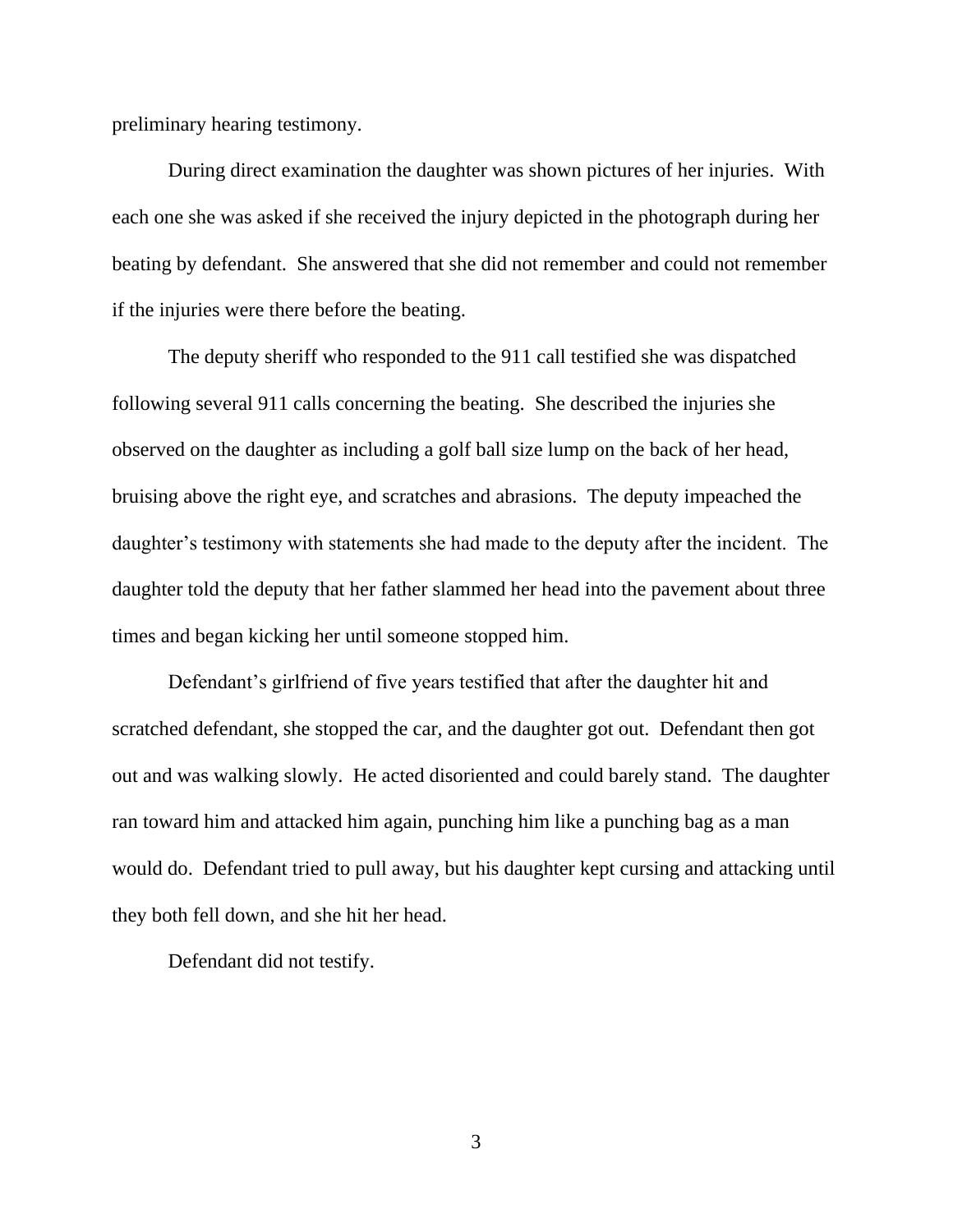preliminary hearing testimony.

During direct examination the daughter was shown pictures of her injuries. With each one she was asked if she received the injury depicted in the photograph during her beating by defendant. She answered that she did not remember and could not remember if the injuries were there before the beating.

The deputy sheriff who responded to the 911 call testified she was dispatched following several 911 calls concerning the beating. She described the injuries she observed on the daughter as including a golf ball size lump on the back of her head, bruising above the right eye, and scratches and abrasions. The deputy impeached the daughter's testimony with statements she had made to the deputy after the incident. The daughter told the deputy that her father slammed her head into the pavement about three times and began kicking her until someone stopped him.

Defendant's girlfriend of five years testified that after the daughter hit and scratched defendant, she stopped the car, and the daughter got out. Defendant then got out and was walking slowly. He acted disoriented and could barely stand. The daughter ran toward him and attacked him again, punching him like a punching bag as a man would do. Defendant tried to pull away, but his daughter kept cursing and attacking until they both fell down, and she hit her head.

Defendant did not testify.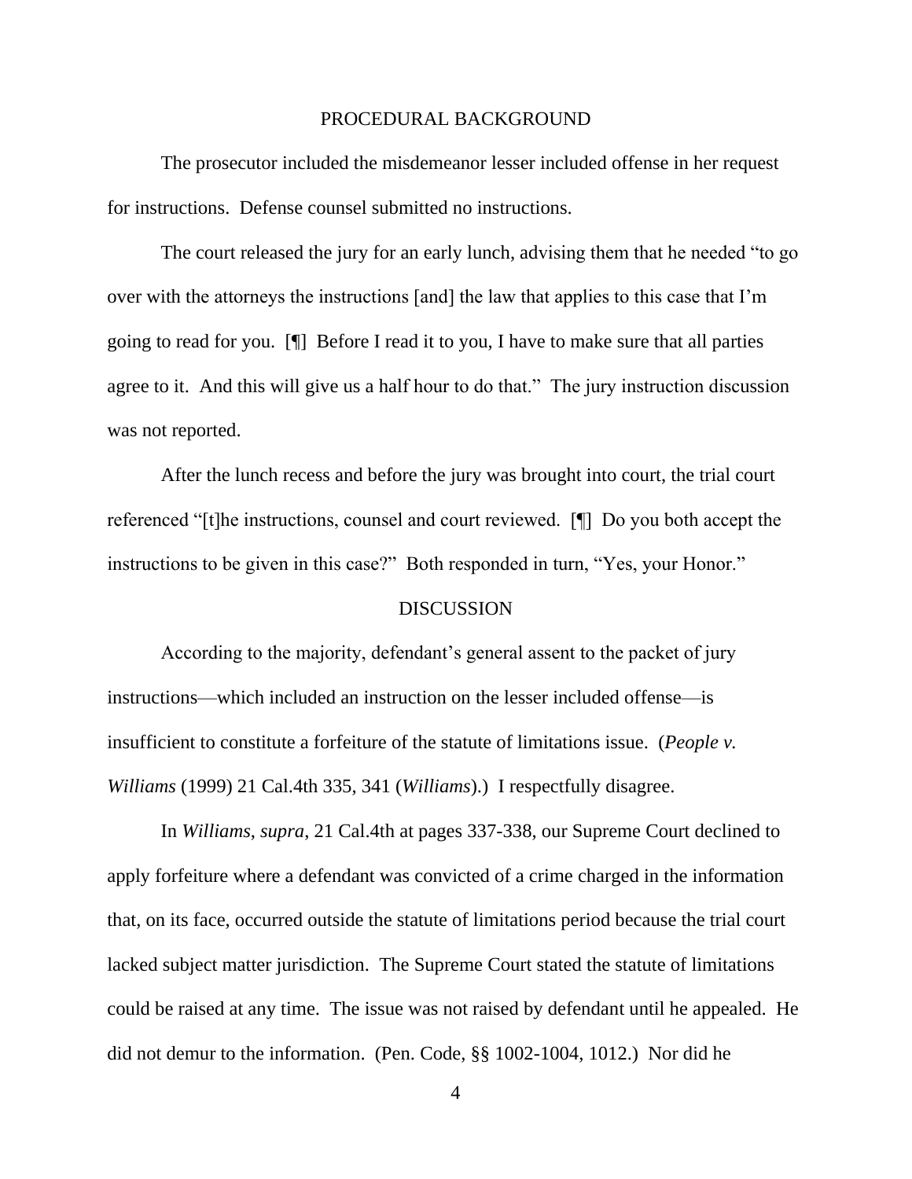## PROCEDURAL BACKGROUND

The prosecutor included the misdemeanor lesser included offense in her request for instructions. Defense counsel submitted no instructions.

The court released the jury for an early lunch, advising them that he needed "to go over with the attorneys the instructions [and] the law that applies to this case that I'm going to read for you. [¶] Before I read it to you, I have to make sure that all parties agree to it. And this will give us a half hour to do that." The jury instruction discussion was not reported.

After the lunch recess and before the jury was brought into court, the trial court referenced "[t]he instructions, counsel and court reviewed. [¶] Do you both accept the instructions to be given in this case?" Both responded in turn, "Yes, your Honor."

## DISCUSSION

According to the majority, defendant's general assent to the packet of jury instructions—which included an instruction on the lesser included offense—is insufficient to constitute a forfeiture of the statute of limitations issue. (*People v. Williams* (1999) 21 Cal.4th 335, 341 (*Williams*).) I respectfully disagree.

In *Williams*, *supra*, 21 Cal.4th at pages 337-338, our Supreme Court declined to apply forfeiture where a defendant was convicted of a crime charged in the information that, on its face, occurred outside the statute of limitations period because the trial court lacked subject matter jurisdiction. The Supreme Court stated the statute of limitations could be raised at any time. The issue was not raised by defendant until he appealed. He did not demur to the information. (Pen. Code, §§ 1002-1004, 1012.) Nor did he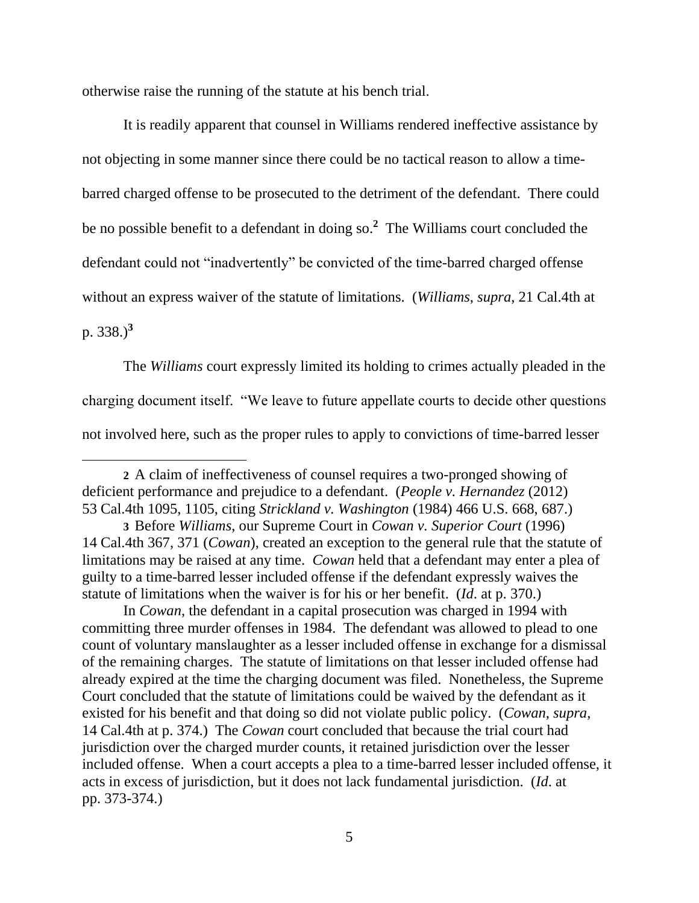otherwise raise the running of the statute at his bench trial.

It is readily apparent that counsel in Williams rendered ineffective assistance by not objecting in some manner since there could be no tactical reason to allow a time-barred charged offense to be prosecuted to the detriment of the defendant. There could be no possible benefit to a defendant in doing so.[2] The Williams court concluded the defendant could not "inadvertently" be convicted of the time-barred charged offense without an express waiver of the statute of limitations. (*Williams*, *supra*, 21 Cal.4th at p. 338.)[3]

The *Williams* court expressly limited its holding to crimes actually pleaded in the charging document itself. "We leave to future appellate courts to decide other questions not involved here, such as the proper rules to apply to convictions of time-barred lesser

---

**2** A claim of ineffectiveness of counsel requires a two-pronged showing of deficient performance and prejudice to a defendant. (*People v. Hernandez* (2012) 53 Cal.4th 1095, 1105, citing *Strickland v. Washington* (1984) 466 U.S. 668, 687.)

**3** Before *Williams*, our Supreme Court in *Cowan v. Superior Court* (1996) 14 Cal.4th 367, 371 (*Cowan*), created an exception to the general rule that the statute of limitations may be raised at any time. *Cowan* held that a defendant may enter a plea of guilty to a time-barred lesser included offense if the defendant expressly waives the statute of limitations when the waiver is for his or her benefit. (*Id*. at p. 370.)

In *Cowan*, the defendant in a capital prosecution was charged in 1994 with committing three murder offenses in 1984. The defendant was allowed to plead to one count of voluntary manslaughter as a lesser included offense in exchange for a dismissal of the remaining charges. The statute of limitations on that lesser included offense had already expired at the time the charging document was filed. Nonetheless, the Supreme Court concluded that the statute of limitations could be waived by the defendant as it existed for his benefit and that doing so did not violate public policy. (*Cowan*, *supra*, 14 Cal.4th at p. 374.) The *Cowan* court concluded that because the trial court had jurisdiction over the charged murder counts, it retained jurisdiction over the lesser included offense. When a court accepts a plea to a time-barred lesser included offense, it acts in excess of jurisdiction, but it does not lack fundamental jurisdiction. (*Id*. at pp. 373-374.)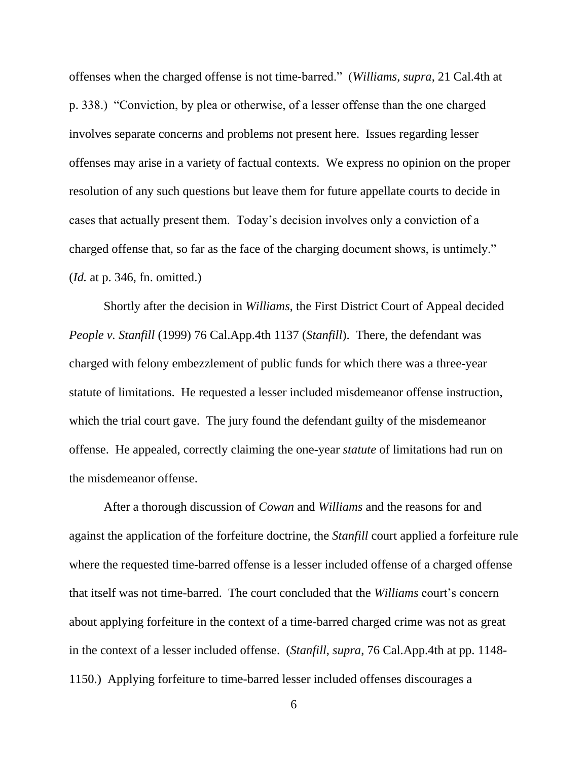offenses when the charged offense is not time-barred." (*Williams*, *supra*, 21 Cal.4th at p. 338.) "Conviction, by plea or otherwise, of a lesser offense than the one charged involves separate concerns and problems not present here. Issues regarding lesser offenses may arise in a variety of factual contexts. We express no opinion on the proper resolution of any such questions but leave them for future appellate courts to decide in cases that actually present them. Today's decision involves only a conviction of a charged offense that, so far as the face of the charging document shows, is untimely." (*Id.* at p. 346, fn. omitted.)

Shortly after the decision in *Williams*, the First District Court of Appeal decided *People v. Stanfill* (1999) 76 Cal.App.4th 1137 (*Stanfill*). There, the defendant was charged with felony embezzlement of public funds for which there was a three-year statute of limitations. He requested a lesser included misdemeanor offense instruction, which the trial court gave. The jury found the defendant guilty of the misdemeanor offense. He appealed, correctly claiming the one-year *statute* of limitations had run on the misdemeanor offense.

After a thorough discussion of *Cowan* and *Williams* and the reasons for and against the application of the forfeiture doctrine, the *Stanfill* court applied a forfeiture rule where the requested time-barred offense is a lesser included offense of a charged offense that itself was not time-barred. The court concluded that the *Williams* court's concern about applying forfeiture in the context of a time-barred charged crime was not as great in the context of a lesser included offense. (*Stanfill*, *supra*, 76 Cal.App.4th at pp. 1148-1150.) Applying forfeiture to time-barred lesser included offenses discourages a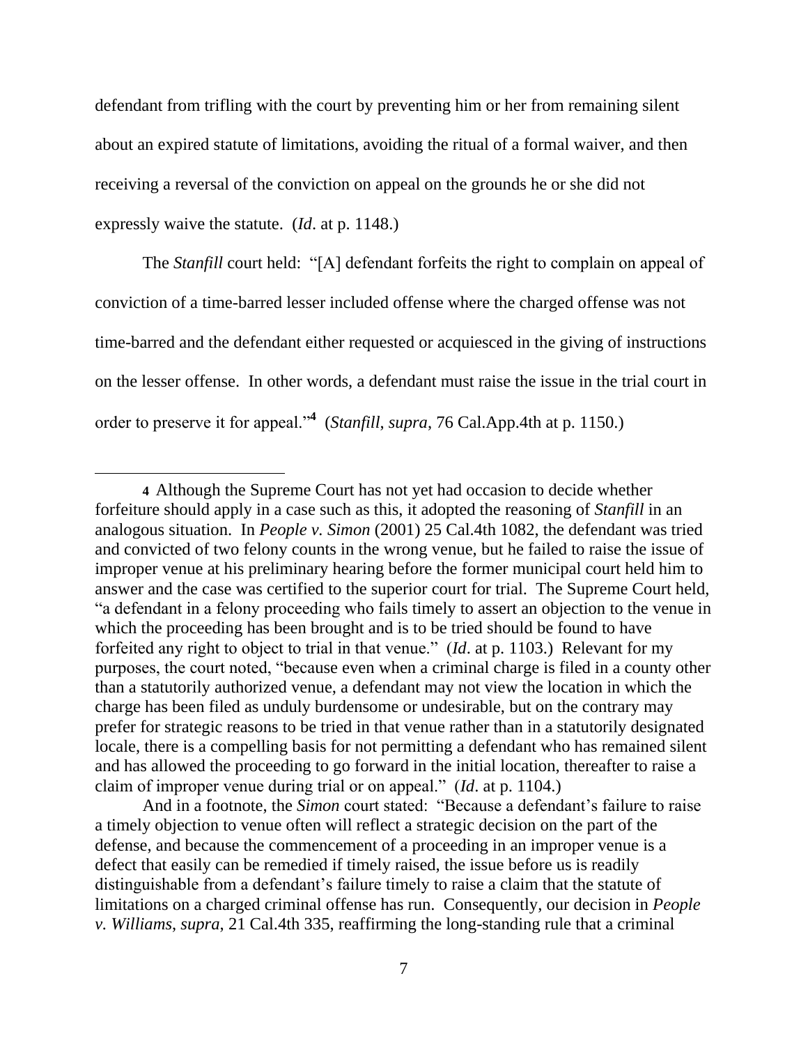defendant from trifling with the court by preventing him or her from remaining silent about an expired statute of limitations, avoiding the ritual of a formal waiver, and then receiving a reversal of the conviction on appeal on the grounds he or she did not expressly waive the statute. (*Id*. at p. 1148.)

The *Stanfill* court held: "[A] defendant forfeits the right to complain on appeal of conviction of a time-barred lesser included offense where the charged offense was not time-barred and the defendant either requested or acquiesced in the giving of instructions on the lesser offense. In other words, a defendant must raise the issue in the trial court in order to preserve it for appeal."[4] (*Stanfill*, *supra*, 76 Cal.App.4th at p. 1150.)

---

**4** Although the Supreme Court has not yet had occasion to decide whether forfeiture should apply in a case such as this, it adopted the reasoning of *Stanfill* in an analogous situation. In *People v. Simon* (2001) 25 Cal.4th 1082, the defendant was tried and convicted of two felony counts in the wrong venue, but he failed to raise the issue of improper venue at his preliminary hearing before the former municipal court held him to answer and the case was certified to the superior court for trial. The Supreme Court held, "a defendant in a felony proceeding who fails timely to assert an objection to the venue in which the proceeding has been brought and is to be tried should be found to have forfeited any right to object to trial in that venue." (*Id*. at p. 1103.) Relevant for my purposes, the court noted, "because even when a criminal charge is filed in a county other than a statutorily authorized venue, a defendant may not view the location in which the charge has been filed as unduly burdensome or undesirable, but on the contrary may prefer for strategic reasons to be tried in that venue rather than in a statutorily designated locale, there is a compelling basis for not permitting a defendant who has remained silent and has allowed the proceeding to go forward in the initial location, thereafter to raise a claim of improper venue during trial or on appeal." (*Id*. at p. 1104.)

And in a footnote, the *Simon* court stated: "Because a defendant's failure to raise a timely objection to venue often will reflect a strategic decision on the part of the defense, and because the commencement of a proceeding in an improper venue is a defect that easily can be remedied if timely raised, the issue before us is readily distinguishable from a defendant's failure timely to raise a claim that the statute of limitations on a charged criminal offense has run. Consequently, our decision in *People v. Williams*, *supra*, 21 Cal.4th 335, reaffirming the long-standing rule that a criminal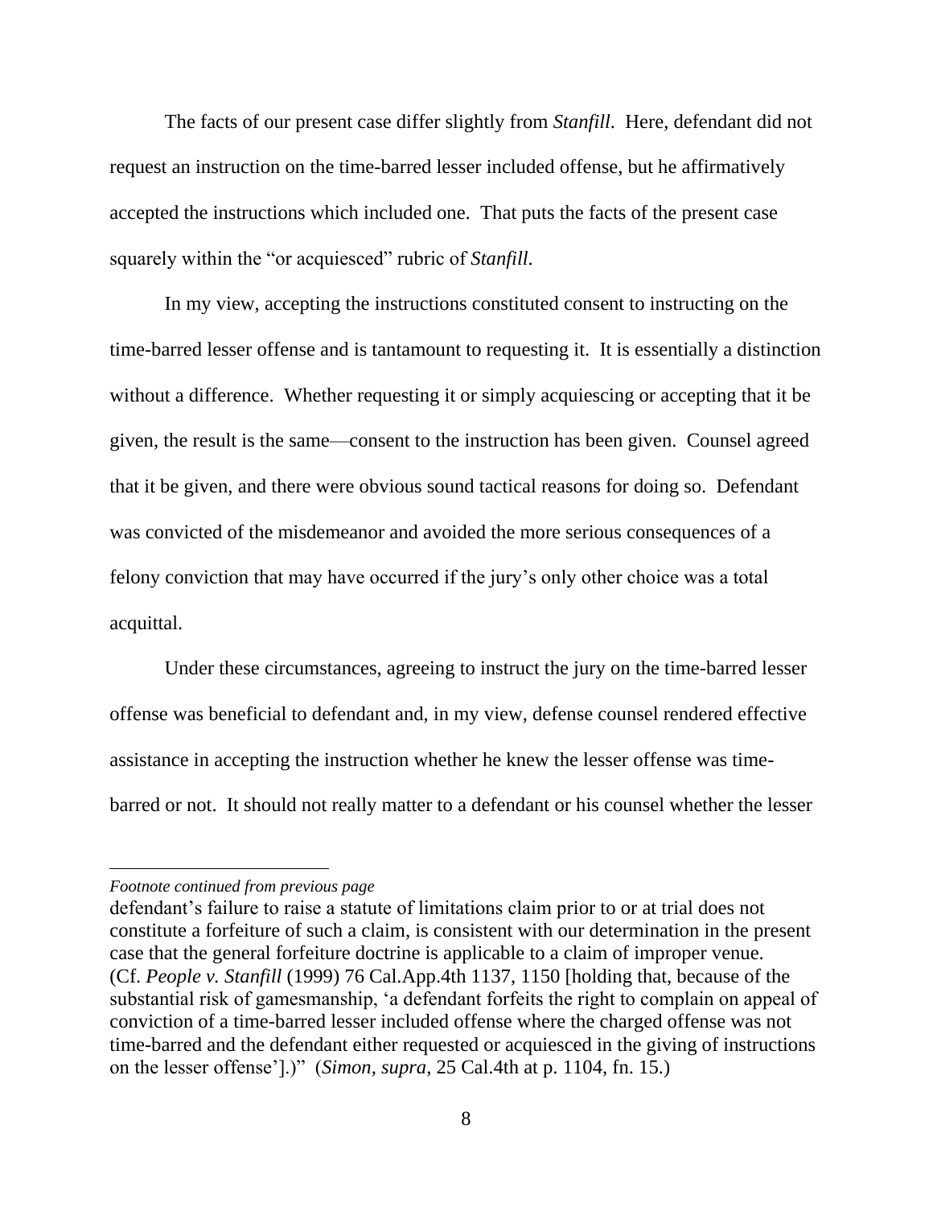The facts of our present case differ slightly from *Stanfill*. Here, defendant did not request an instruction on the time-barred lesser included offense, but he affirmatively accepted the instructions which included one. That puts the facts of the present case squarely within the "or acquiesced" rubric of *Stanfill*.

In my view, accepting the instructions constituted consent to instructing on the time-barred lesser offense and is tantamount to requesting it. It is essentially a distinction without a difference. Whether requesting it or simply acquiescing or accepting that it be given, the result is the same—consent to the instruction has been given. Counsel agreed that it be given, and there were obvious sound tactical reasons for doing so. Defendant was convicted of the misdemeanor and avoided the more serious consequences of a felony conviction that may have occurred if the jury's only other choice was a total acquittal.

Under these circumstances, agreeing to instruct the jury on the time-barred lesser offense was beneficial to defendant and, in my view, defense counsel rendered effective assistance in accepting the instruction whether he knew the lesser offense was time-barred or not. It should not really matter to a defendant or his counsel whether the lesser

---

*Footnote continued from previous page*

defendant's failure to raise a statute of limitations claim prior to or at trial does not constitute a forfeiture of such a claim, is consistent with our determination in the present case that the general forfeiture doctrine is applicable to a claim of improper venue. (Cf. *People v. Stanfill* (1999) 76 Cal.App.4th 1137, 1150 [holding that, because of the substantial risk of gamesmanship, 'a defendant forfeits the right to complain on appeal of conviction of a time-barred lesser included offense where the charged offense was not time-barred and the defendant either requested or acquiesced in the giving of instructions on the lesser offense'].)" (*Simon*, *supra*, 25 Cal.4th at p. 1104, fn. 15.)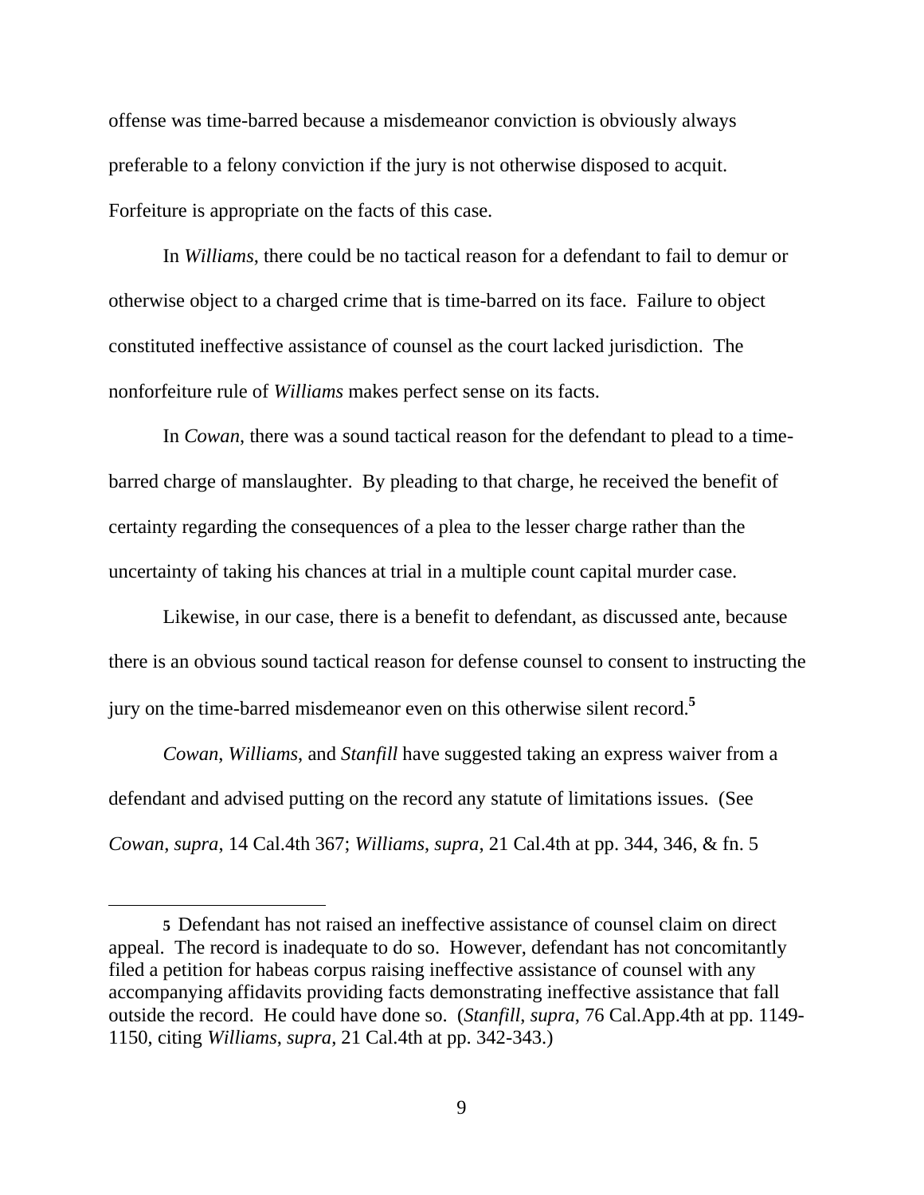offense was time-barred because a misdemeanor conviction is obviously always preferable to a felony conviction if the jury is not otherwise disposed to acquit. Forfeiture is appropriate on the facts of this case.

In *Williams*, there could be no tactical reason for a defendant to fail to demur or otherwise object to a charged crime that is time-barred on its face. Failure to object constituted ineffective assistance of counsel as the court lacked jurisdiction. The nonforfeiture rule of *Williams* makes perfect sense on its facts.

In *Cowan*, there was a sound tactical reason for the defendant to plead to a time-barred charge of manslaughter. By pleading to that charge, he received the benefit of certainty regarding the consequences of a plea to the lesser charge rather than the uncertainty of taking his chances at trial in a multiple count capital murder case.

Likewise, in our case, there is a benefit to defendant, as discussed ante, because there is an obvious sound tactical reason for defense counsel to consent to instructing the jury on the time-barred misdemeanor even on this otherwise silent record.[5]

*Cowan*, *Williams*, and *Stanfill* have suggested taking an express waiver from a defendant and advised putting on the record any statute of limitations issues. (See *Cowan*, *supra*, 14 Cal.4th 367; *Williams*, *supra*, 21 Cal.4th at pp. 344, 346, & fn. 5

---

[5] Defendant has not raised an ineffective assistance of counsel claim on direct appeal. The record is inadequate to do so. However, defendant has not concomitantly filed a petition for habeas corpus raising ineffective assistance of counsel with any accompanying affidavits providing facts demonstrating ineffective assistance that fall outside the record. He could have done so. (*Stanfill*, *supra*, 76 Cal.App.4th at pp. 1149-1150, citing *Williams*, *supra*, 21 Cal.4th at pp. 342-343.)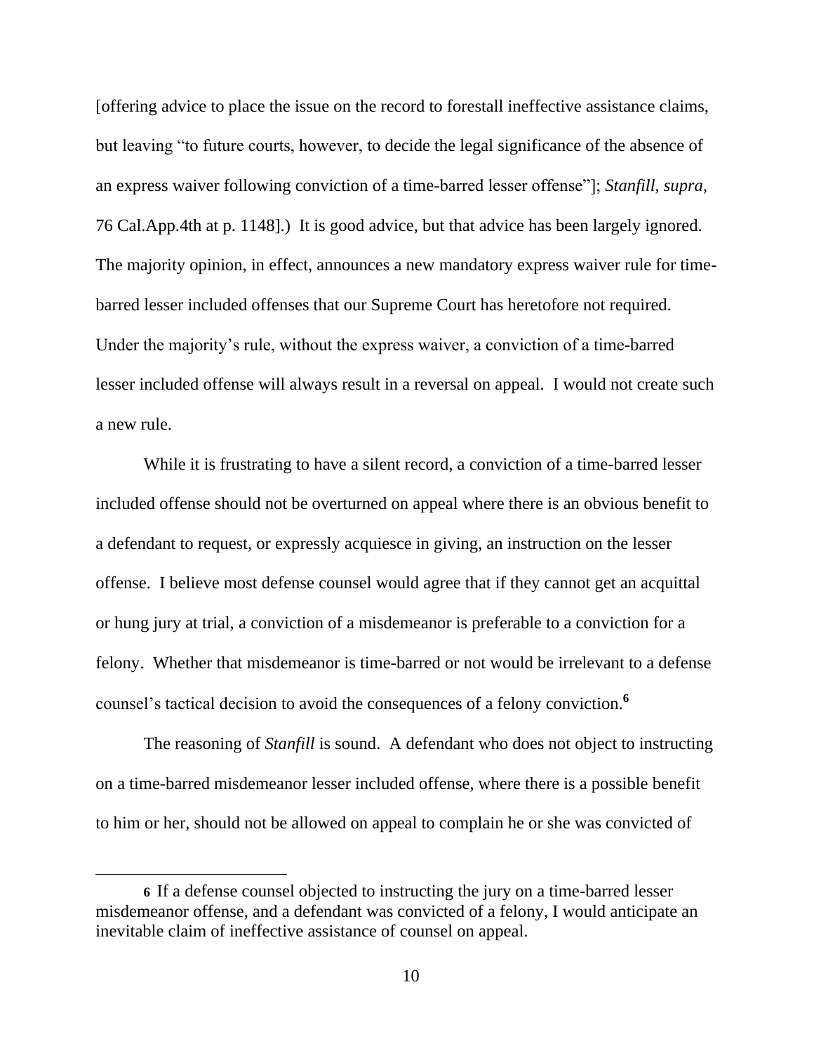[offering advice to place the issue on the record to forestall ineffective assistance claims, but leaving "to future courts, however, to decide the legal significance of the absence of an express waiver following conviction of a time-barred lesser offense"]; *Stanfill*, *supra*, 76 Cal.App.4th at p. 1148].) It is good advice, but that advice has been largely ignored. The majority opinion, in effect, announces a new mandatory express waiver rule for time-barred lesser included offenses that our Supreme Court has heretofore not required. Under the majority's rule, without the express waiver, a conviction of a time-barred lesser included offense will always result in a reversal on appeal. I would not create such a new rule.

While it is frustrating to have a silent record, a conviction of a time-barred lesser included offense should not be overturned on appeal where there is an obvious benefit to a defendant to request, or expressly acquiesce in giving, an instruction on the lesser offense. I believe most defense counsel would agree that if they cannot get an acquittal or hung jury at trial, a conviction of a misdemeanor is preferable to a conviction for a felony. Whether that misdemeanor is time-barred or not would be irrelevant to a defense counsel's tactical decision to avoid the consequences of a felony conviction.[6]

The reasoning of *Stanfill* is sound. A defendant who does not object to instructing on a time-barred misdemeanor lesser included offense, where there is a possible benefit to him or her, should not be allowed on appeal to complain he or she was convicted of

---

**6** If a defense counsel objected to instructing the jury on a time-barred lesser misdemeanor offense, and a defendant was convicted of a felony, I would anticipate an inevitable claim of ineffective assistance of counsel on appeal.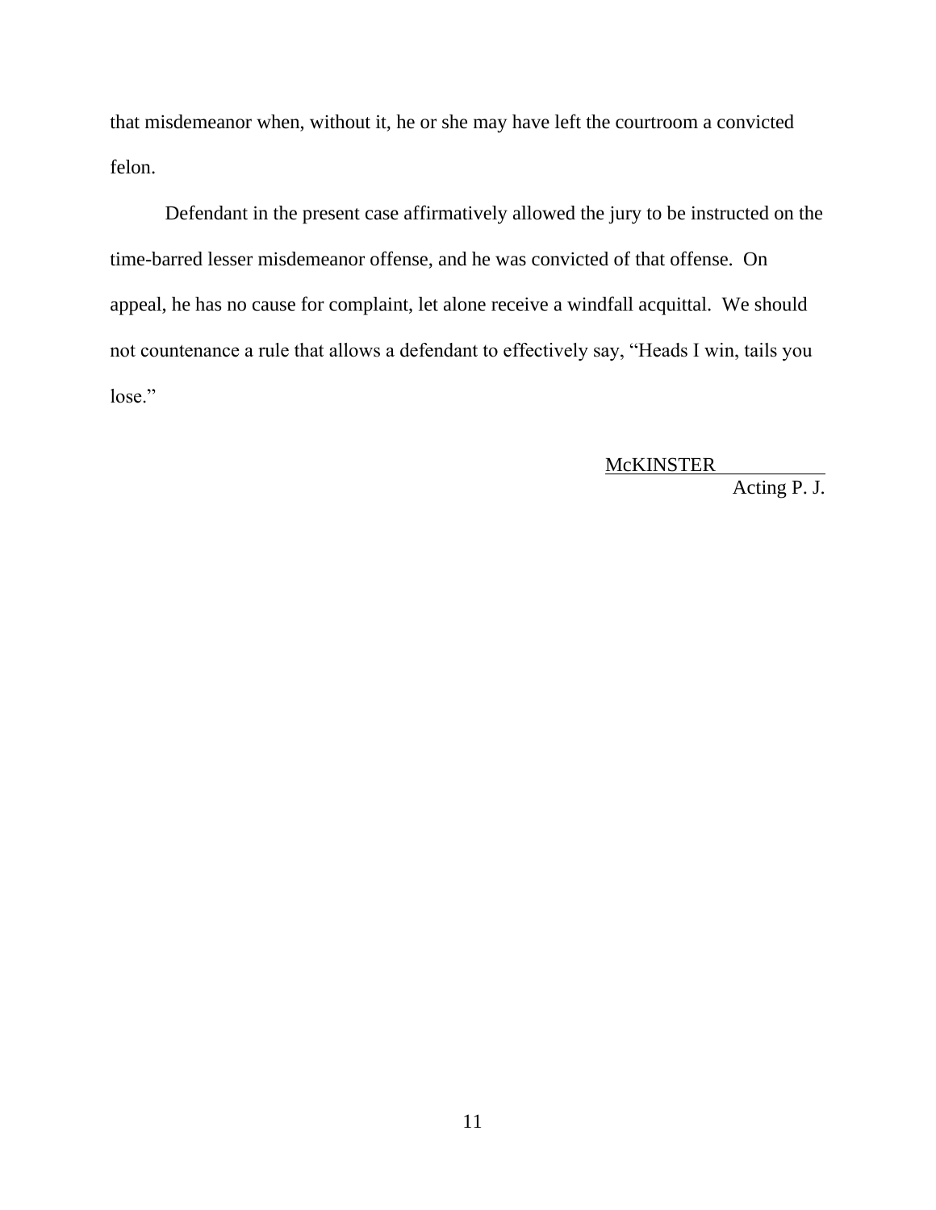that misdemeanor when, without it, he or she may have left the courtroom a convicted felon.

Defendant in the present case affirmatively allowed the jury to be instructed on the time-barred lesser misdemeanor offense, and he was convicted of that offense. On appeal, he has no cause for complaint, let alone receive a windfall acquittal. We should not countenance a rule that allows a defendant to effectively say, "Heads I win, tails you lose."

McKINSTER
Acting P. J.